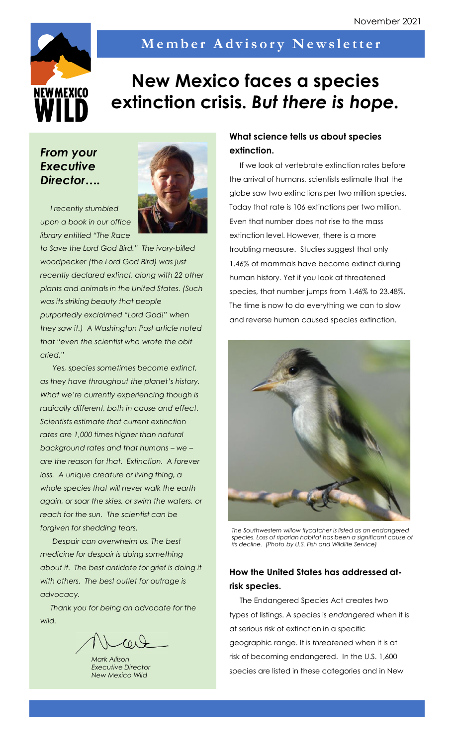November 2021

## Member Advisory Newsletter

# New Mexico faces a species extinction crisis. *But there is hope.*

### *From your Executive Director….*

*I recently stumbled upon a book in our office library entitled "The Race to Save the Lord God Bird." The ivory-billed woodpecker (the Lord God Bird) was just recently declared extinct, along with 22 other plants and animals in the United States. (Such was its striking beauty that people purportedly exclaimed "Lord God!" when they saw it.) A Washington Post article noted that "even the scientist who wrote the obit cried."*

*Yes, species sometimes become extinct, as they have throughout the planet's history. What we're currently experiencing though is radically different, both in cause and effect. Scientists estimate that current extinction rates are 1,000 times higher than natural background rates and that humans – we – are the reason for that. Extinction. A forever loss. A unique creature or living thing, a whole species that will never walk the earth again, or soar the skies, or swim the waters, or reach for the sun. The scientist can be forgiven for shedding tears.*

*Despair can overwhelm us. The best medicine for despair is doing something about it. The best antidote for grief is doing it with others. The best outlet for outrage is advocacy.*

*Thank you for being an advocate for the wild.*

*Mark Allison*
*Executive Director*
*New Mexico Wild*

### What science tells us about species extinction.

If we look at vertebrate extinction rates before the arrival of humans, scientists estimate that the globe saw two extinctions per two million species. Today that rate is 106 extinctions per two million. Even that number does not rise to the mass extinction level. However, there is a more troubling measure. Studies suggest that only 1.46% of mammals have become extinct during human history. Yet if you look at threatened species, that number jumps from 1.46% to 23.48%. The time is now to do everything we can to slow and reverse human caused species extinction.

*The Southwestern willow flycatcher is listed as an endangered species. Loss of riparian habitat has been a significant cause of its decline. (Photo by U.S. Fish and Wildlife Service)*

### How the United States has addressed at-risk species.

The Endangered Species Act creates two types of listings. A species is *endangered* when it is at serious risk of extinction in a specific geographic range. It is *threatened* when it is at risk of becoming endangered. In the U.S. 1,600 species are listed in these categories and in New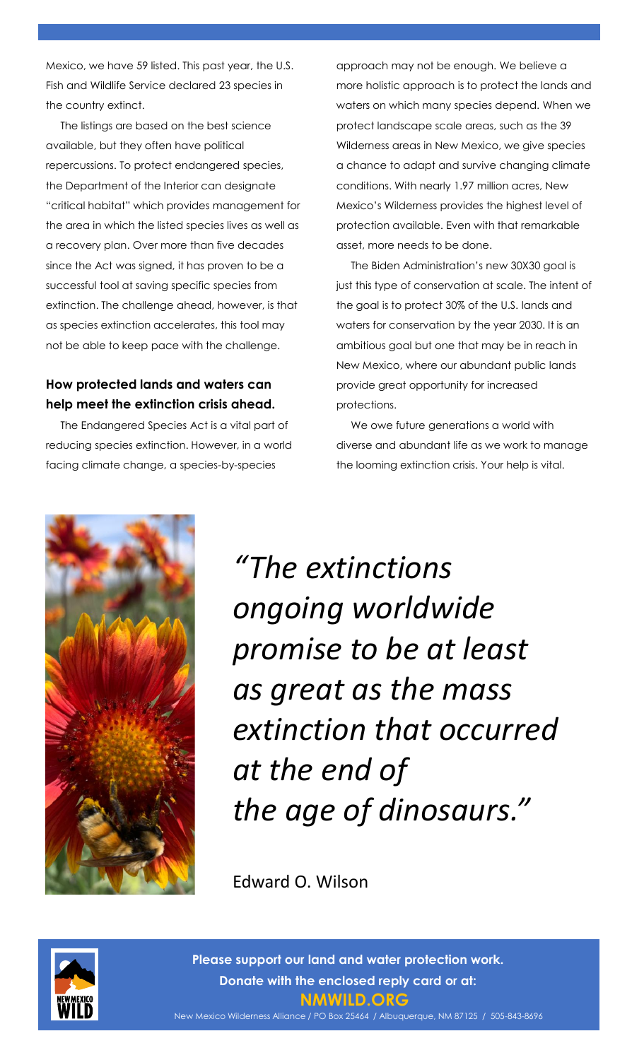Mexico, we have 59 listed. This past year, the U.S. Fish and Wildlife Service declared 23 species in the country extinct.

The listings are based on the best science available, but they often have political repercussions. To protect endangered species, the Department of the Interior can designate "critical habitat" which provides management for the area in which the listed species lives as well as a recovery plan. Over more than five decades since the Act was signed, it has proven to be a successful tool at saving specific species from extinction. The challenge ahead, however, is that as species extinction accelerates, this tool may not be able to keep pace with the challenge.

### How protected lands and waters can help meet the extinction crisis ahead.

The Endangered Species Act is a vital part of reducing species extinction. However, in a world facing climate change, a species-by-species approach may not be enough. We believe a more holistic approach is to protect the lands and waters on which many species depend. When we protect landscape scale areas, such as the 39 Wilderness areas in New Mexico, we give species a chance to adapt and survive changing climate conditions. With nearly 1.97 million acres, New Mexico's Wilderness provides the highest level of protection available. Even with that remarkable asset, more needs to be done.

The Biden Administration's new 30X30 goal is just this type of conservation at scale. The intent of the goal is to protect 30% of the U.S. lands and waters for conservation by the year 2030. It is an ambitious goal but one that may be in reach in New Mexico, where our abundant public lands provide great opportunity for increased protections.

We owe future generations a world with diverse and abundant life as we work to manage the looming extinction crisis. Your help is vital.

> *"The extinctions ongoing worldwide promise to be at least as great as the mass extinction that occurred at the end of the age of dinosaurs."*
>
> Edward O. Wilson

**Please support our land and water protection work.**
**Donate with the enclosed reply card or at:**
**NMWILD.ORG**

New Mexico Wilderness Alliance / PO Box 25464 / Albuquerque, NM 87125 / 505-843-8696